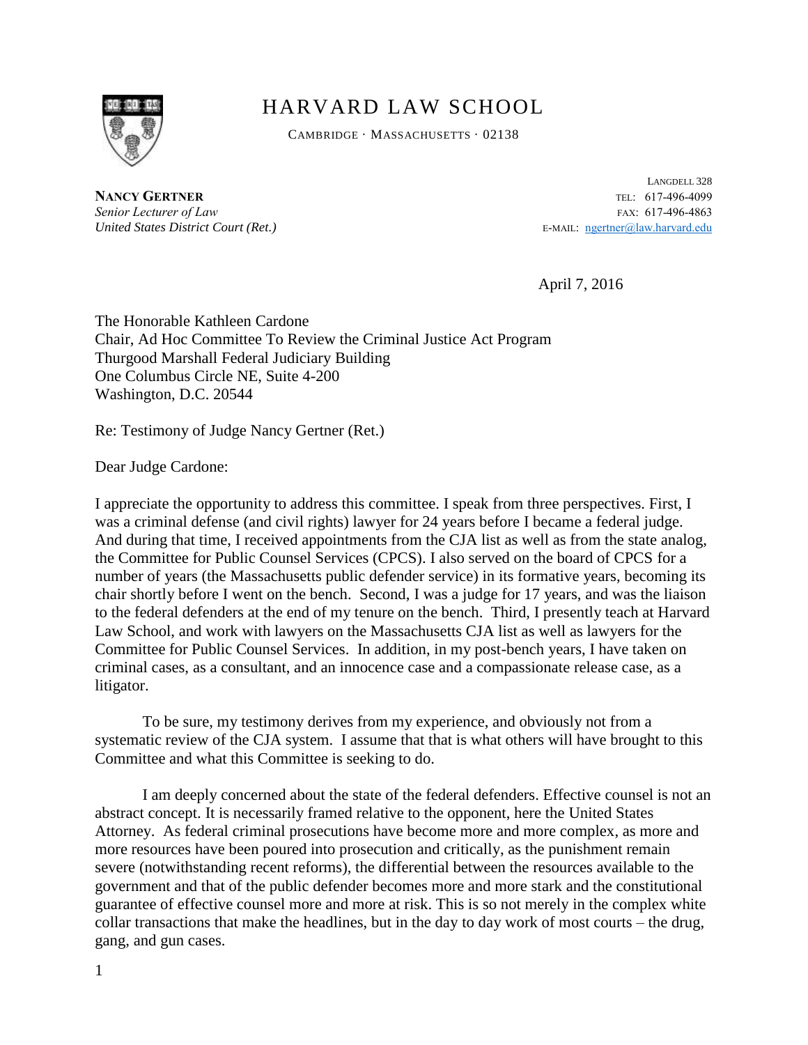# HARVARD LAW SCHOOL

CAMBRIDGE · MASSACHUSETTS · 02138

**NANCY GERTNER**
*Senior Lecturer of Law*
*United States District Court (Ret.)*

LANGDELL 328
TEL: 617-496-4099
FAX: 617-496-4863
E-MAIL: ngertner@law.harvard.edu

April 7, 2016

The Honorable Kathleen Cardone
Chair, Ad Hoc Committee To Review the Criminal Justice Act Program
Thurgood Marshall Federal Judiciary Building
One Columbus Circle NE, Suite 4-200
Washington, D.C. 20544

Re: Testimony of Judge Nancy Gertner (Ret.)

Dear Judge Cardone:

I appreciate the opportunity to address this committee. I speak from three perspectives. First, I was a criminal defense (and civil rights) lawyer for 24 years before I became a federal judge. And during that time, I received appointments from the CJA list as well as from the state analog, the Committee for Public Counsel Services (CPCS). I also served on the board of CPCS for a number of years (the Massachusetts public defender service) in its formative years, becoming its chair shortly before I went on the bench. Second, I was a judge for 17 years, and was the liaison to the federal defenders at the end of my tenure on the bench. Third, I presently teach at Harvard Law School, and work with lawyers on the Massachusetts CJA list as well as lawyers for the Committee for Public Counsel Services. In addition, in my post-bench years, I have taken on criminal cases, as a consultant, and an innocence case and a compassionate release case, as a litigator.

To be sure, my testimony derives from my experience, and obviously not from a systematic review of the CJA system. I assume that that is what others will have brought to this Committee and what this Committee is seeking to do.

I am deeply concerned about the state of the federal defenders. Effective counsel is not an abstract concept. It is necessarily framed relative to the opponent, here the United States Attorney. As federal criminal prosecutions have become more and more complex, as more and more resources have been poured into prosecution and critically, as the punishment remain severe (notwithstanding recent reforms), the differential between the resources available to the government and that of the public defender becomes more and more stark and the constitutional guarantee of effective counsel more and more at risk. This is so not merely in the complex white collar transactions that make the headlines, but in the day to day work of most courts – the drug, gang, and gun cases.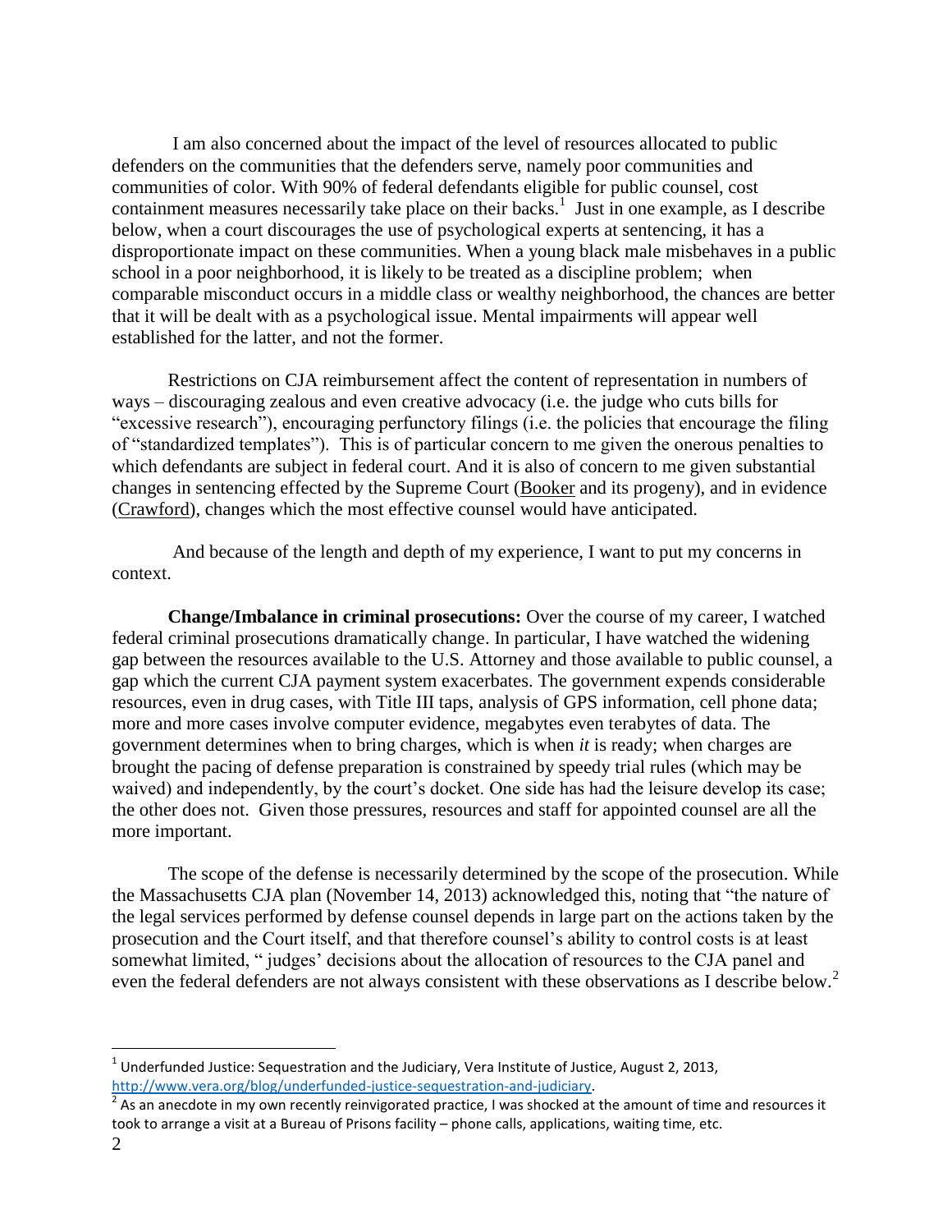I am also concerned about the impact of the level of resources allocated to public defenders on the communities that the defenders serve, namely poor communities and communities of color. With 90% of federal defendants eligible for public counsel, cost containment measures necessarily take place on their backs.[1] Just in one example, as I describe below, when a court discourages the use of psychological experts at sentencing, it has a disproportionate impact on these communities. When a young black male misbehaves in a public school in a poor neighborhood, it is likely to be treated as a discipline problem; when comparable misconduct occurs in a middle class or wealthy neighborhood, the chances are better that it will be dealt with as a psychological issue. Mental impairments will appear well established for the latter, and not the former.

Restrictions on CJA reimbursement affect the content of representation in numbers of ways – discouraging zealous and even creative advocacy (i.e. the judge who cuts bills for "excessive research"), encouraging perfunctory filings (i.e. the policies that encourage the filing of "standardized templates"). This is of particular concern to me given the onerous penalties to which defendants are subject in federal court. And it is also of concern to me given substantial changes in sentencing effected by the Supreme Court (Booker and its progeny), and in evidence (Crawford), changes which the most effective counsel would have anticipated.

And because of the length and depth of my experience, I want to put my concerns in context.

**Change/Imbalance in criminal prosecutions:** Over the course of my career, I watched federal criminal prosecutions dramatically change. In particular, I have watched the widening gap between the resources available to the U.S. Attorney and those available to public counsel, a gap which the current CJA payment system exacerbates. The government expends considerable resources, even in drug cases, with Title III taps, analysis of GPS information, cell phone data; more and more cases involve computer evidence, megabytes even terabytes of data. The government determines when to bring charges, which is when *it* is ready; when charges are brought the pacing of defense preparation is constrained by speedy trial rules (which may be waived) and independently, by the court's docket. One side has had the leisure develop its case; the other does not. Given those pressures, resources and staff for appointed counsel are all the more important.

The scope of the defense is necessarily determined by the scope of the prosecution. While the Massachusetts CJA plan (November 14, 2013) acknowledged this, noting that "the nature of the legal services performed by defense counsel depends in large part on the actions taken by the prosecution and the Court itself, and that therefore counsel's ability to control costs is at least somewhat limited, " judges' decisions about the allocation of resources to the CJA panel and even the federal defenders are not always consistent with these observations as I describe below.[2]

---

[1] Underfunded Justice: Sequestration and the Judiciary, Vera Institute of Justice, August 2, 2013, http://www.vera.org/blog/underfunded-justice-sequestration-and-judiciary.

[2] As an anecdote in my own recently reinvigorated practice, I was shocked at the amount of time and resources it took to arrange a visit at a Bureau of Prisons facility – phone calls, applications, waiting time, etc.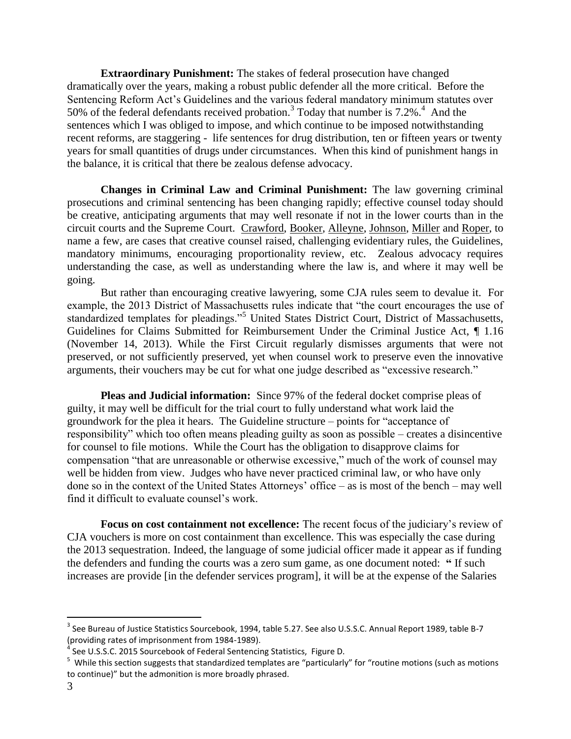**Extraordinary Punishment:** The stakes of federal prosecution have changed dramatically over the years, making a robust public defender all the more critical. Before the Sentencing Reform Act's Guidelines and the various federal mandatory minimum statutes over 50% of the federal defendants received probation.[3] Today that number is 7.2%.[4] And the sentences which I was obliged to impose, and which continue to be imposed notwithstanding recent reforms, are staggering - life sentences for drug distribution, ten or fifteen years or twenty years for small quantities of drugs under circumstances. When this kind of punishment hangs in the balance, it is critical that there be zealous defense advocacy.

**Changes in Criminal Law and Criminal Punishment:** The law governing criminal prosecutions and criminal sentencing has been changing rapidly; effective counsel today should be creative, anticipating arguments that may well resonate if not in the lower courts than in the circuit courts and the Supreme Court. Crawford, Booker, Alleyne, Johnson, Miller and Roper, to name a few, are cases that creative counsel raised, challenging evidentiary rules, the Guidelines, mandatory minimums, encouraging proportionality review, etc. Zealous advocacy requires understanding the case, as well as understanding where the law is, and where it may well be going.

But rather than encouraging creative lawyering, some CJA rules seem to devalue it. For example, the 2013 District of Massachusetts rules indicate that "the court encourages the use of standardized templates for pleadings."[5] United States District Court, District of Massachusetts, Guidelines for Claims Submitted for Reimbursement Under the Criminal Justice Act, ¶ 1.16 (November 14, 2013). While the First Circuit regularly dismisses arguments that were not preserved, or not sufficiently preserved, yet when counsel work to preserve even the innovative arguments, their vouchers may be cut for what one judge described as "excessive research."

**Pleas and Judicial information:** Since 97% of the federal docket comprise pleas of guilty, it may well be difficult for the trial court to fully understand what work laid the groundwork for the plea it hears. The Guideline structure – points for "acceptance of responsibility" which too often means pleading guilty as soon as possible – creates a disincentive for counsel to file motions. While the Court has the obligation to disapprove claims for compensation "that are unreasonable or otherwise excessive," much of the work of counsel may well be hidden from view. Judges who have never practiced criminal law, or who have only done so in the context of the United States Attorneys' office – as is most of the bench – may well find it difficult to evaluate counsel's work.

**Focus on cost containment not excellence:** The recent focus of the judiciary's review of CJA vouchers is more on cost containment than excellence. This was especially the case during the 2013 sequestration. Indeed, the language of some judicial officer made it appear as if funding the defenders and funding the courts was a zero sum game, as one document noted: **"** If such increases are provide [in the defender services program], it will be at the expense of the Salaries

---

[3] See Bureau of Justice Statistics Sourcebook, 1994, table 5.27. See also U.S.S.C. Annual Report 1989, table B-7 (providing rates of imprisonment from 1984-1989).

[4] See U.S.S.C. 2015 Sourcebook of Federal Sentencing Statistics, Figure D.

[5] While this section suggests that standardized templates are "particularly" for "routine motions (such as motions to continue)" but the admonition is more broadly phrased.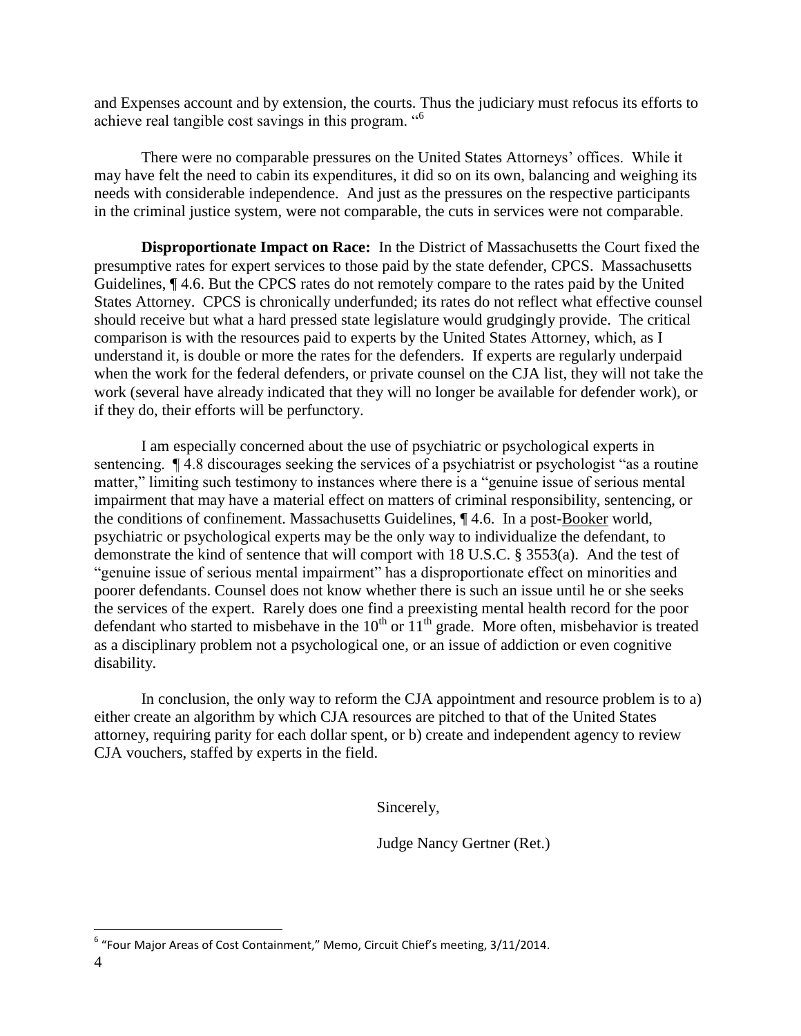and Expenses account and by extension, the courts. Thus the judiciary must refocus its efforts to achieve real tangible cost savings in this program. "[6]

There were no comparable pressures on the United States Attorneys' offices. While it may have felt the need to cabin its expenditures, it did so on its own, balancing and weighing its needs with considerable independence. And just as the pressures on the respective participants in the criminal justice system, were not comparable, the cuts in services were not comparable.

**Disproportionate Impact on Race:** In the District of Massachusetts the Court fixed the presumptive rates for expert services to those paid by the state defender, CPCS. Massachusetts Guidelines, ¶ 4.6. But the CPCS rates do not remotely compare to the rates paid by the United States Attorney. CPCS is chronically underfunded; its rates do not reflect what effective counsel should receive but what a hard pressed state legislature would grudgingly provide. The critical comparison is with the resources paid to experts by the United States Attorney, which, as I understand it, is double or more the rates for the defenders. If experts are regularly underpaid when the work for the federal defenders, or private counsel on the CJA list, they will not take the work (several have already indicated that they will no longer be available for defender work), or if they do, their efforts will be perfunctory.

I am especially concerned about the use of psychiatric or psychological experts in sentencing. ¶ 4.8 discourages seeking the services of a psychiatrist or psychologist "as a routine matter," limiting such testimony to instances where there is a "genuine issue of serious mental impairment that may have a material effect on matters of criminal responsibility, sentencing, or the conditions of confinement. Massachusetts Guidelines, ¶ 4.6. In a post-Booker world, psychiatric or psychological experts may be the only way to individualize the defendant, to demonstrate the kind of sentence that will comport with 18 U.S.C. § 3553(a). And the test of "genuine issue of serious mental impairment" has a disproportionate effect on minorities and poorer defendants. Counsel does not know whether there is such an issue until he or she seeks the services of the expert. Rarely does one find a preexisting mental health record for the poor defendant who started to misbehave in the 10th or 11th grade. More often, misbehavior is treated as a disciplinary problem not a psychological one, or an issue of addiction or even cognitive disability.

In conclusion, the only way to reform the CJA appointment and resource problem is to a) either create an algorithm by which CJA resources are pitched to that of the United States attorney, requiring parity for each dollar spent, or b) create and independent agency to review CJA vouchers, staffed by experts in the field.

Sincerely,

Judge Nancy Gertner (Ret.)

---

[6] "Four Major Areas of Cost Containment," Memo, Circuit Chief's meeting, 3/11/2014.